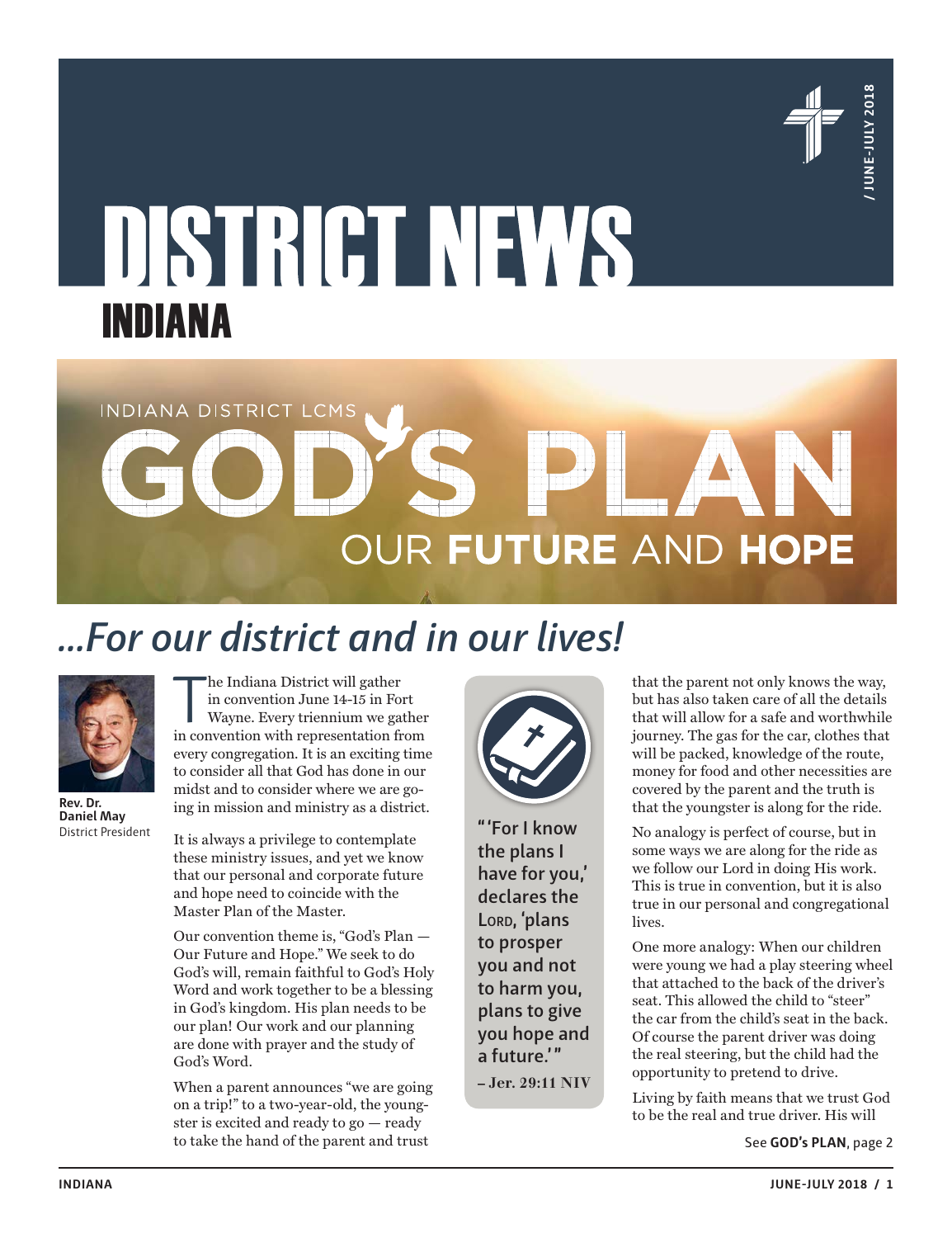# DISTRICT NEWS

## INDIANA

/ JUNE-JULY 2018

INDIANA DISTRICT LCMS

GOD'S PLAN

OUR **FUTURE** AND **HOPE**

## *...For our district and in our lives!*

**Rev. Dr. Daniel May**
District President

The Indiana District will gather in convention June 14–15 in Fort Wayne. Every triennium we gather in convention with representation from every congregation. It is an exciting time to consider all that God has done in our midst and to consider where we are going in mission and ministry as a district.

It is always a privilege to contemplate these ministry issues, and yet we know that our personal and corporate future and hope need to coincide with the Master Plan of the Master.

Our convention theme is, "God's Plan — Our Future and Hope." We seek to do God's will, remain faithful to God's Holy Word and work together to be a blessing in God's kingdom. His plan needs to be our plan! Our work and our planning are done with prayer and the study of God's Word.

When a parent announces "we are going on a trip!" to a two-year-old, the youngster is excited and ready to go — ready to take the hand of the parent and trust that the parent not only knows the way, but has also taken care of all the details that will allow for a safe and worthwhile journey. The gas for the car, clothes that will be packed, knowledge of the route, money for food and other necessities are covered by the parent and the truth is that the youngster is along for the ride.

> **"'For I know the plans I have for you,' declares the Lord, 'plans to prosper you and not to harm you, plans to give you hope and a future.'"**
>
> **– Jer. 29:11 NIV**

No analogy is perfect of course, but in some ways we are along for the ride as we follow our Lord in doing His work. This is true in convention, but it is also true in our personal and congregational lives.

One more analogy: When our children were young we had a play steering wheel that attached to the back of the driver's seat. This allowed the child to "steer" the car from the child's seat in the back. Of course the parent driver was doing the real steering, but the child had the opportunity to pretend to drive.

Living by faith means that we trust God to be the real and true driver. His will

See **GOD's PLAN**, page 2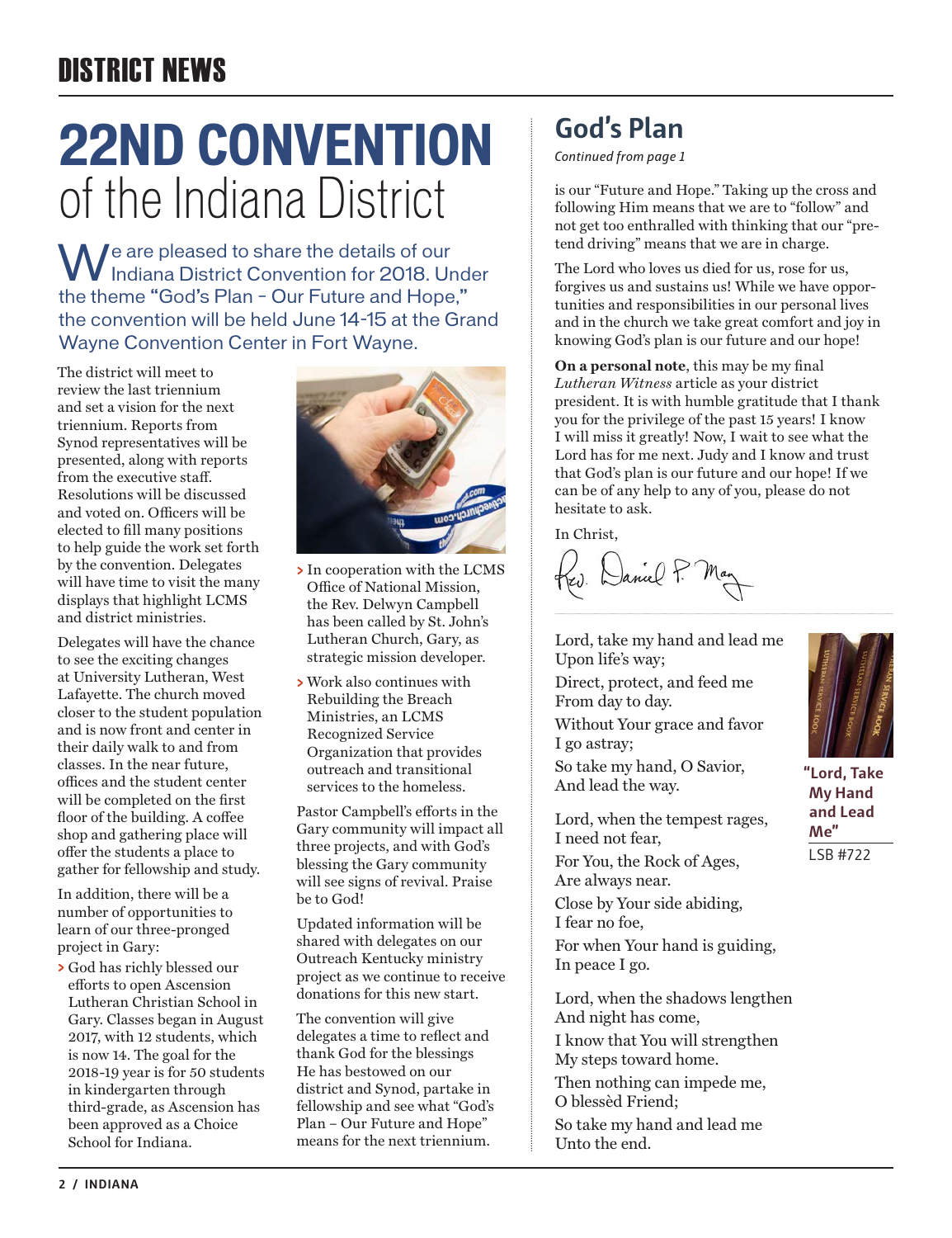# 22ND CONVENTION of the Indiana District

We are pleased to share the details of our Indiana District Convention for 2018. Under the theme "God's Plan – Our Future and Hope," the convention will be held June 14-15 at the Grand Wayne Convention Center in Fort Wayne.

The district will meet to review the last triennium and set a vision for the next triennium. Reports from Synod representatives will be presented, along with reports from the executive staff. Resolutions will be discussed and voted on. Officers will be elected to fill many positions to help guide the work set forth by the convention. Delegates will have time to visit the many displays that highlight LCMS and district ministries.

Delegates will have the chance to see the exciting changes at University Lutheran, West Lafayette. The church moved closer to the student population and is now front and center in their daily walk to and from classes. In the near future, offices and the student center will be completed on the first floor of the building. A coffee shop and gathering place will offer the students a place to gather for fellowship and study.

In addition, there will be a number of opportunities to learn of our three-pronged project in Gary:

- God has richly blessed our efforts to open Ascension Lutheran Christian School in Gary. Classes began in August 2017, with 12 students, which is now 14. The goal for the 2018-19 year is for 50 students in kindergarten through third-grade, as Ascension has been approved as a Choice School for Indiana.
- In cooperation with the LCMS Office of National Mission, the Rev. Delwyn Campbell has been called by St. John's Lutheran Church, Gary, as strategic mission developer.
- Work also continues with Rebuilding the Breach Ministries, an LCMS Recognized Service Organization that provides outreach and transitional services to the homeless.

Pastor Campbell's efforts in the Gary community will impact all three projects, and with God's blessing the Gary community will see signs of revival. Praise be to God!

Updated information will be shared with delegates on our Outreach Kentucky ministry project as we continue to receive donations for this new start.

The convention will give delegates a time to reflect and thank God for the blessings He has bestowed on our district and Synod, partake in fellowship and see what "God's Plan – Our Future and Hope" means for the next triennium.

## God's Plan

*Continued from page 1*

is our "Future and Hope." Taking up the cross and following Him means that we are to "follow" and not get too enthralled with thinking that our "pretend driving" means that we are in charge.

The Lord who loves us died for us, rose for us, forgives us and sustains us! While we have opportunities and responsibilities in our personal lives and in the church we take great comfort and joy in knowing God's plan is our future and our hope!

**On a personal note**, this may be my final *Lutheran Witness* article as your district president. It is with humble gratitude that I thank you for the privilege of the past 15 years! I know I will miss it greatly! Now, I wait to see what the Lord has for me next. Judy and I know and trust that God's plan is our future and our hope! If we can be of any help to any of you, please do not hesitate to ask.

In Christ,

Rev. Daniel P. May

**"Lord, Take My Hand and Lead Me"**
LSB #722

Lord, take my hand and lead me
Upon life's way;
Direct, protect, and feed me
From day to day.
Without Your grace and favor
I go astray;
So take my hand, O Savior,
And lead the way.

Lord, when the tempest rages,
I need not fear,
For You, the Rock of Ages,
Are always near.
Close by Your side abiding,
I fear no foe,
For when Your hand is guiding,
In peace I go.

Lord, when the shadows lengthen
And night has come,
I know that You will strengthen
My steps toward home.
Then nothing can impede me,
O blessèd Friend;
So take my hand and lead me
Unto the end.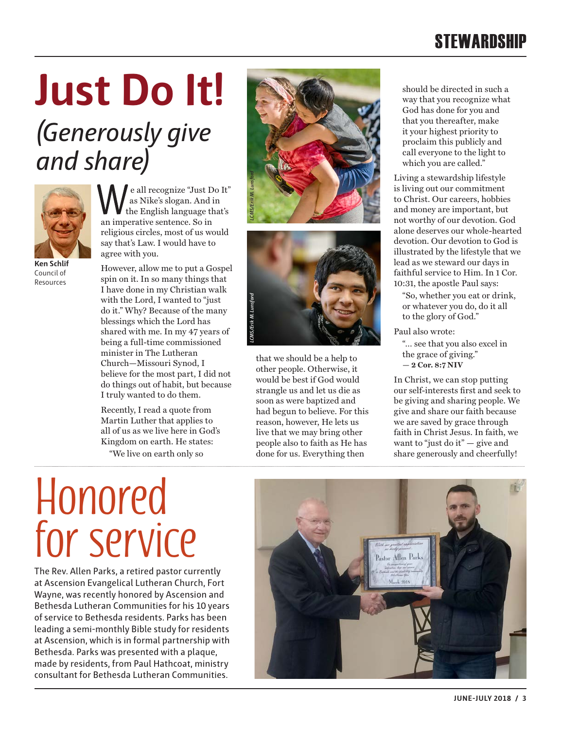# Just Do It!

## *(Generously give and share)*

**Ken Schlif**
Council of Resources

We all recognize "Just Do It" as Nike's slogan. And in the English language that's an imperative sentence. So in religious circles, most of us would say that's Law. I would have to agree with you.

However, allow me to put a Gospel spin on it. In so many things that I have done in my Christian walk with the Lord, I wanted to "just do it." Why? Because of the many blessings which the Lord has shared with me. In my 47 years of being a full-time commissioned minister in The Lutheran Church—Missouri Synod, I believe for the most part, I did not do things out of habit, but because I truly wanted to do them.

Recently, I read a quote from Martin Luther that applies to all of us as we live here in God's Kingdom on earth. He states:

> "We live on earth only so that we should be a help to other people. Otherwise, it would be best if God would strangle us and let us die as soon as were baptized and had begun to believe. For this reason, however, He lets us live that we may bring other people also to faith as He has done for us. Everything then should be directed in such a way that you recognize what God has done for you and that you thereafter, make it your highest priority to proclaim this publicly and call everyone to the light to which you are called."

LCMS/Erik M. Lunsford

LCMS/Erik M. Lunsford

Living a stewardship lifestyle is living out our commitment to Christ. Our careers, hobbies and money are important, but not worthy of our devotion. God alone deserves our whole-hearted devotion. Our devotion to God is illustrated by the lifestyle that we lead as we steward our days in faithful service to Him. In 1 Cor. 10:31, the apostle Paul says:

> "So, whether you eat or drink, or whatever you do, do it all to the glory of God."

Paul also wrote:

> "… see that you also excel in the grace of giving."
> — **2 Cor. 8:7 NIV**

In Christ, we can stop putting our self-interests first and seek to be giving and sharing people. We give and share our faith because we are saved by grace through faith in Christ Jesus. In faith, we want to "just do it" — give and share generously and cheerfully!

# Honored for service

The Rev. Allen Parks, a retired pastor currently at Ascension Evangelical Lutheran Church, Fort Wayne, was recently honored by Ascension and Bethesda Lutheran Communities for his 10 years of service to Bethesda residents. Parks has been leading a semi-monthly Bible study for residents at Ascension, which is in formal partnership with Bethesda. Parks was presented with a plaque, made by residents, from Paul Hathcoat, ministry consultant for Bethesda Lutheran Communities.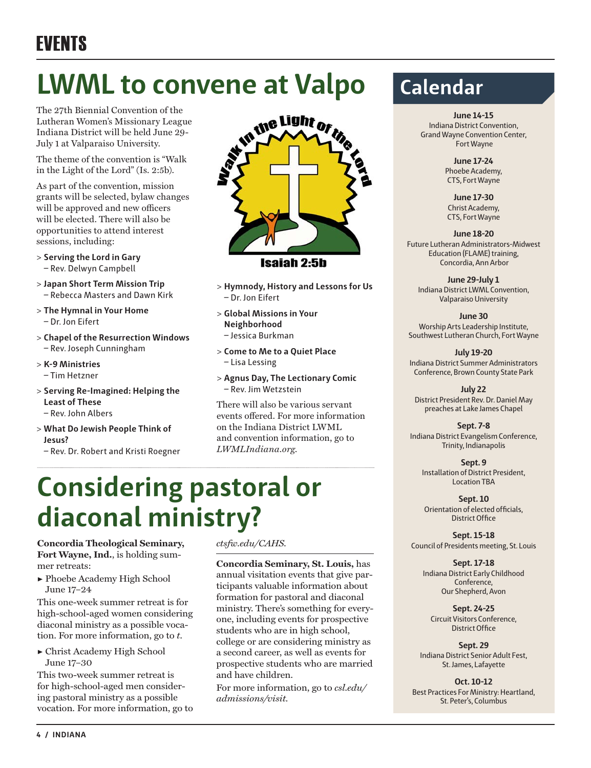# EVENTS

## LWML to convene at Valpo

The 27th Biennial Convention of the Lutheran Women's Missionary League Indiana District will be held June 29-July 1 at Valparaiso University.

The theme of the convention is "Walk in the Light of the Lord" (Is. 2:5b).

As part of the convention, mission grants will be selected, bylaw changes will be approved and new officers will be elected. There will also be opportunities to attend interest sessions, including:

> **Serving the Lord in Gary** – Rev. Delwyn Campbell

> **Japan Short Term Mission Trip** – Rebecca Masters and Dawn Kirk

> **The Hymnal in Your Home** – Dr. Jon Eifert

> **Chapel of the Resurrection Windows** – Rev. Joseph Cunningham

> **K-9 Ministries** – Tim Hetzner

> **Serving Re-Imagined: Helping the Least of These** – Rev. John Albers

> **What Do Jewish People Think of Jesus?** – Rev. Dr. Robert and Kristi Roegner

Walk in the Light of the Lord

Isaiah 2:5b

> **Hymnody, History and Lessons for Us** – Dr. Jon Eifert

> **Global Missions in Your Neighborhood** – Jessica Burkman

> **Come to Me to a Quiet Place** – Lisa Lessing

> **Agnus Day, The Lectionary Comic** – Rev. Jim Wetzstein

There will also be various servant events offered. For more information on the Indiana District LWML and convention information, go to *LWMLIndiana.org*.

## Considering pastoral or diaconal ministry?

**Concordia Theological Seminary, Fort Wayne, Ind.**, is holding summer retreats:

► Phoebe Academy High School June 17–24

This one-week summer retreat is for high-school-aged women considering diaconal ministry as a possible vocation. For more information, go to *t*.

► Christ Academy High School June 17–30

This two-week summer retreat is for high-school-aged men considering pastoral ministry as a possible vocation. For more information, go to *ctsfw.edu/CAHS*.

**Concordia Seminary, St. Louis,** has annual visitation events that give participants valuable information about formation for pastoral and diaconal ministry. There's something for everyone, including events for prospective students who are in high school, college or are considering ministry as a second career, as well as events for prospective students who are married and have children.

For more information, go to *csl.edu/admissions/visit*.

## Calendar

**June 14-15**
Indiana District Convention, Grand Wayne Convention Center, Fort Wayne

**June 17-24**
Phoebe Academy, CTS, Fort Wayne

**June 17-30**
Christ Academy, CTS, Fort Wayne

**June 18-20**
Future Lutheran Administrators-Midwest Education (FLAME) training, Concordia, Ann Arbor

**June 29-July 1**
Indiana District LWML Convention, Valparaiso University

**June 30**
Worship Arts Leadership Institute, Southwest Lutheran Church, Fort Wayne

**July 19-20**
Indiana District Summer Administrators Conference, Brown County State Park

**July 22**
District President Rev. Dr. Daniel May preaches at Lake James Chapel

**Sept. 7-8**
Indiana District Evangelism Conference, Trinity, Indianapolis

**Sept. 9**
Installation of District President, Location TBA

**Sept. 10**
Orientation of elected officials, District Office

**Sept. 15-18**
Council of Presidents meeting, St. Louis

**Sept. 17-18**
Indiana District Early Childhood Conference, Our Shepherd, Avon

**Sept. 24-25**
Circuit Visitors Conference, District Office

**Sept. 29**
Indiana District Senior Adult Fest, St. James, Lafayette

**Oct. 10-12**
Best Practices For Ministry: Heartland, St. Peter's, Columbus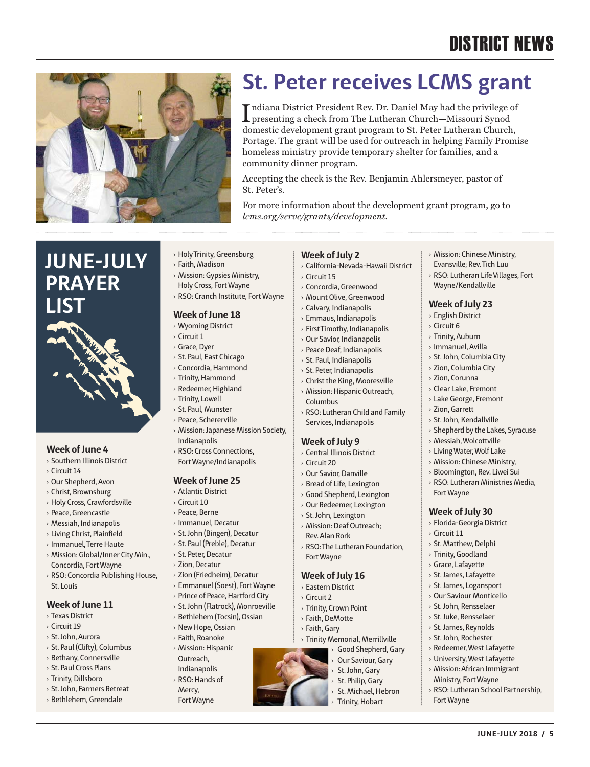# St. Peter receives LCMS grant

Indiana District President Rev. Dr. Daniel May had the privilege of presenting a check from The Lutheran Church—Missouri Synod domestic development grant program to St. Peter Lutheran Church, Portage. The grant will be used for outreach in helping Family Promise homeless ministry provide temporary shelter for families, and a community dinner program.

Accepting the check is the Rev. Benjamin Ahlersmeyer, pastor of St. Peter's.

For more information about the development grant program, go to *lcms.org/serve/grants/development*.

# JUNE-JULY PRAYER LIST

### Week of June 4

- Southern Illinois District
- Circuit 14
- Our Shepherd, Avon
- Christ, Brownsburg
- Holy Cross, Crawfordsville
- Peace, Greencastle
- Messiah, Indianapolis
- Living Christ, Plainfield
- Immanuel, Terre Haute
- Mission: Global/Inner City Min., Concordia, Fort Wayne
- RSO: Concordia Publishing House, St. Louis

### Week of June 11

- Texas District
- Circuit 19
- St. John, Aurora
- St. Paul (Clifty), Columbus
- Bethany, Connersville
- St. Paul Cross Plans
- Trinity, Dillsboro
- St. John, Farmers Retreat
- Bethlehem, Greendale
- Holy Trinity, Greensburg
- Faith, Madison
- Mission: Gypsies Ministry, Holy Cross, Fort Wayne
- RSO: Cranch Institute, Fort Wayne

### Week of June 18

- Wyoming District
- Circuit 1
- Grace, Dyer
- St. Paul, East Chicago
- Concordia, Hammond
- Trinity, Hammond
- Redeemer, Highland
- Trinity, Lowell
- St. Paul, Munster
- Peace, Schererville
- Mission: Japanese Mission Society, Indianapolis
- RSO: Cross Connections, Fort Wayne/Indianapolis

### Week of June 25

- Atlantic District
- Circuit 10
- Peace, Berne
- Immanuel, Decatur
- St. John (Bingen), Decatur
- St. Paul (Preble), Decatur
- St. Peter, Decatur
- Zion, Decatur
- Zion (Friedheim), Decatur
- Emmanuel (Soest), Fort Wayne
- Prince of Peace, Hartford City
- St. John (Flatrock), Monroeville
- Bethlehem (Tocsin), Ossian
- New Hope, Ossian
- Faith, Roanoke
- Mission: Hispanic Outreach, Indianapolis
- RSO: Hands of Mercy, Fort Wayne

### Week of July 2

- California-Nevada-Hawaii District
- Circuit 15
- Concordia, Greenwood
- Mount Olive, Greenwood
- Calvary, Indianapolis
- Emmaus, Indianapolis
- First Timothy, Indianapolis
- Our Savior, Indianapolis
- Peace Deaf, Indianapolis
- St. Paul, Indianapolis
- St. Peter, Indianapolis
- Christ the King, Mooresville
- Mission: Hispanic Outreach, Columbus
- RSO: Lutheran Child and Family Services, Indianapolis

### Week of July 9

- Central Illinois District
- Circuit 20
- Our Savior, Danville
- Bread of Life, Lexington
- Good Shepherd, Lexington
- Our Redeemer, Lexington
- St. John, Lexington
- Mission: Deaf Outreach; Rev. Alan Rork
- RSO: The Lutheran Foundation, Fort Wayne

### Week of July 16

- Eastern District
- Circuit 2
- Trinity, Crown Point
- Faith, DeMotte
- Faith, Gary
- Trinity Memorial, Merrillville
- Good Shepherd, Gary
- Our Saviour, Gary
- St. John, Gary
- St. Philip, Gary
- St. Michael, Hebron
- Trinity, Hobart
- Mission: Chinese Ministry, Evansville; Rev. Tich Luu
- RSO: Lutheran Life Villages, Fort Wayne/Kendallville

### Week of July 23

- English District
- Circuit 6
- Trinity, Auburn
- Immanuel, Avilla
- St. John, Columbia City
- Zion, Columbia City
- Zion, Corunna
- Clear Lake, Fremont
- Lake George, Fremont
- Zion, Garrett
- St. John, Kendallville
- Shepherd by the Lakes, Syracuse
- Messiah, Wolcottville
- Living Water, Wolf Lake
- Mission: Chinese Ministry, Bloomington, Rev. Liwei Sui
- RSO: Lutheran Ministries Media, Fort Wayne

### Week of July 30

- Florida-Georgia District
- Circuit 11
- St. Matthew, Delphi
- Trinity, Goodland
- Grace, Lafayette
- St. James, Lafayette
- St. James, Logansport
- Our Saviour Monticello
- St. John, Rensselaer
- St. Juke, Rensselaer
- St. James, Reynolds
- St. John, Rochester
- Redeemer, West Lafayette
- University, West Lafayette
- Mission: African Immigrant Ministry, Fort Wayne
- RSO: Lutheran School Partnership, Fort Wayne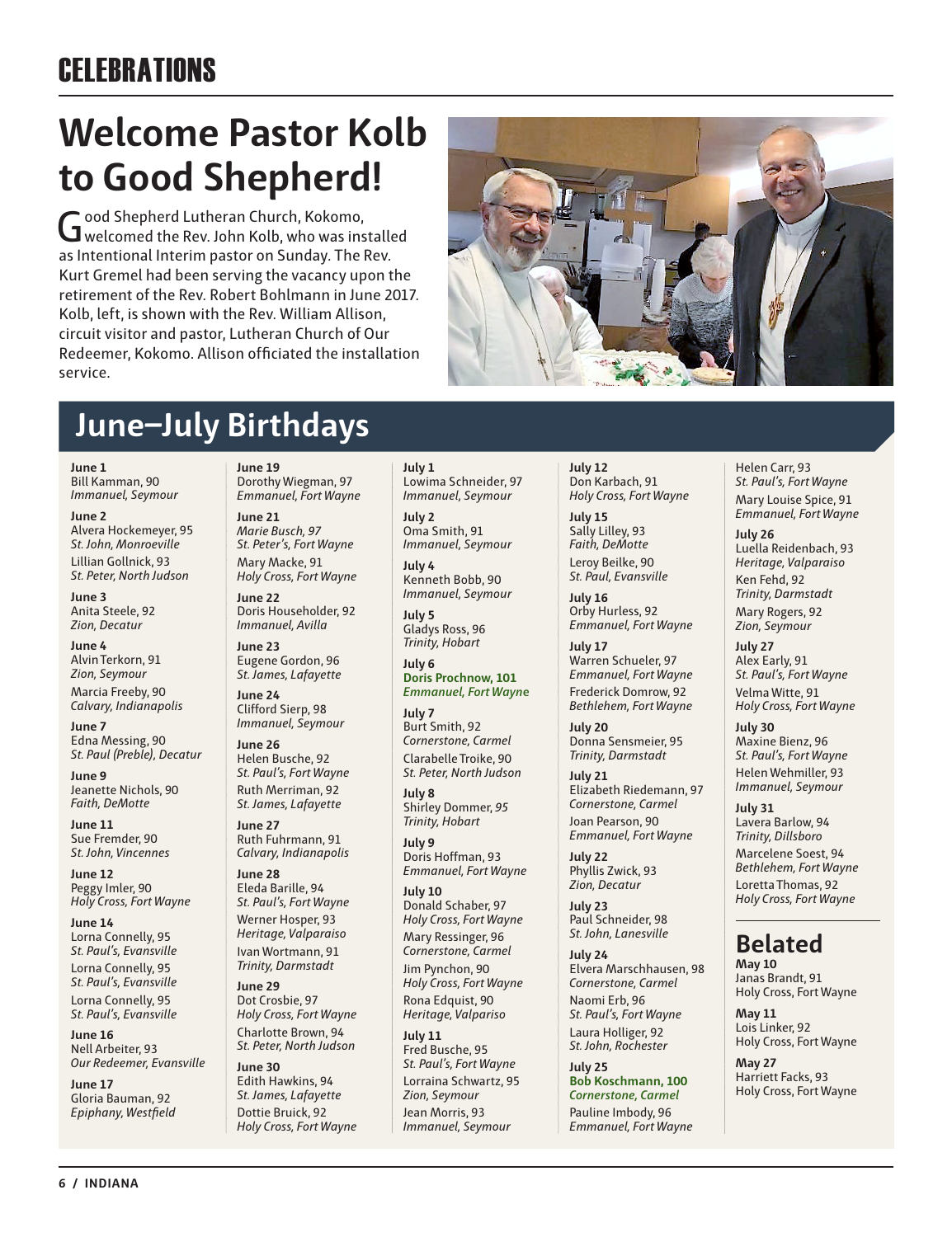# CELEBRATIONS

## Welcome Pastor Kolb to Good Shepherd!

Good Shepherd Lutheran Church, Kokomo, welcomed the Rev. John Kolb, who was installed as Intentional Interim pastor on Sunday. The Rev. Kurt Gremel had been serving the vacancy upon the retirement of the Rev. Robert Bohlmann in June 2017. Kolb, left, is shown with the Rev. William Allison, circuit visitor and pastor, Lutheran Church of Our Redeemer, Kokomo. Allison officiated the installation service.

## June–July Birthdays

**June 1**
Bill Kamman, 90
*Immanuel, Seymour*

**June 2**
Alvera Hockemeyer, 95
*St. John, Monroeville*
Lillian Gollnick, 93
*St. Peter, North Judson*

**June 3**
Anita Steele, 92
*Zion, Decatur*

**June 4**
Alvin Terkorn, 91
*Zion, Seymour*
Marcia Freeby, 90
*Calvary, Indianapolis*

**June 7**
Edna Messing, 90
*St. Paul (Preble), Decatur*

**June 9**
Jeanette Nichols, 90
*Faith, DeMotte*

**June 11**
Sue Fremder, 90
*St. John, Vincennes*

**June 12**
Peggy Imler, 90
*Holy Cross, Fort Wayne*

**June 14**
Lorna Connelly, 95
*St. Paul's, Evansville*
Lorna Connelly, 95
*St. Paul's, Evansville*
Lorna Connelly, 95
*St. Paul's, Evansville*

**June 16**
Nell Arbeiter, 93
*Our Redeemer, Evansville*

**June 17**
Gloria Bauman, 92
*Epiphany, Westfield*

**June 19**
Dorothy Wiegman, 97
*Emmanuel, Fort Wayne*

**June 21**
*Marie Busch, 97*
*St. Peter's, Fort Wayne*
Mary Macke, 91
*Holy Cross, Fort Wayne*

**June 22**
Doris Householder, 92
*Immanuel, Avilla*

**June 23**
Eugene Gordon, 96
*St. James, Lafayette*

**June 24**
Clifford Sierp, 98
*Immanuel, Seymour*

**June 26**
Helen Busche, 92
*St. Paul's, Fort Wayne*
Ruth Merriman, 92
*St. James, Lafayette*

**June 27**
Ruth Fuhrmann, 91
*Calvary, Indianapolis*

**June 28**
Eleda Barille, 94
*St. Paul's, Fort Wayne*
Werner Hosper, 93
*Heritage, Valparaiso*
Ivan Wortmann, 91
*Trinity, Darmstadt*

**June 29**
Dot Crosbie, 97
*Holy Cross, Fort Wayne*
Charlotte Brown, 94
*St. Peter, North Judson*

**June 30**
Edith Hawkins, 94
*St. James, Lafayette*
Dottie Bruick, 92
*Holy Cross, Fort Wayne*

**July 1**
Lowima Schneider, 97
*Immanuel, Seymour*

**July 2**
Oma Smith, 91
*Immanuel, Seymour*

**July 4**
Kenneth Bobb, 90
*Immanuel, Seymour*

**July 5**
Gladys Ross, 96
*Trinity, Hobart*

**July 6**
**Doris Prochnow, 101**
***Emmanuel, Fort Wayne***

**July 7**
Burt Smith, 92
*Cornerstone, Carmel*
Clarabelle Troike, 90
*St. Peter, North Judson*

**July 8**
Shirley Dommer, *95*
*Trinity, Hobart*

**July 9**
Doris Hoffman, 93
*Emmanuel, Fort Wayne*

**July 10**
Donald Schaber, 97
*Holy Cross, Fort Wayne*
Mary Ressinger, 96
*Cornerstone, Carmel*
Jim Pynchon, 90
*Holy Cross, Fort Wayne*
Rona Edquist, 90
*Heritage, Valpariso*

**July 11**
Fred Busche, 95
*St. Paul's, Fort Wayne*
Lorraina Schwartz, 95
*Zion, Seymour*
Jean Morris, 93
*Immanuel, Seymour*

**July 12**
Don Karbach, 91
*Holy Cross, Fort Wayne*

**July 15**
Sally Lilley, 93
*Faith, DeMotte*
Leroy Beilke, 90
*St. Paul, Evansville*

**July 16**
Orby Hurless, 92
*Emmanuel, Fort Wayne*

**July 17**
Warren Schueler, 97
*Emmanuel, Fort Wayne*
Frederick Domrow, 92
*Bethlehem, Fort Wayne*

**July 20**
Donna Sensmeier, 95
*Trinity, Darmstadt*

**July 21**
Elizabeth Riedemann, 97
*Cornerstone, Carmel*
Joan Pearson, 90
*Emmanuel, Fort Wayne*

**July 22**
Phyllis Zwick, 93
*Zion, Decatur*

**July 23**
Paul Schneider, 98
*St. John, Lanesville*

**July 24**
Elvera Marschhausen, 98
*Cornerstone, Carmel*
Naomi Erb, 96
*St. Paul's, Fort Wayne*
Laura Holliger, 92
*St. John, Rochester*

**July 25**
**Bob Koschmann, 100**
***Cornerstone, Carmel***
Pauline Imbody, 96
*Emmanuel, Fort Wayne*
Helen Carr, 93
*St. Paul's, Fort Wayne*
Mary Louise Spice, 91
*Emmanuel, Fort Wayne*

**July 26**
Luella Reidenbach, 93
*Heritage, Valparaiso*
Ken Fehd, 92
*Trinity, Darmstadt*
Mary Rogers, 92
*Zion, Seymour*

**July 27**
Alex Early, 91
*St. Paul's, Fort Wayne*
Velma Witte, 91
*Holy Cross, Fort Wayne*

**July 30**
Maxine Bienz, 96
*St. Paul's, Fort Wayne*
Helen Wehmiller, 93
*Immanuel, Seymour*

**July 31**
Lavera Barlow, 94
*Trinity, Dillsboro*
Marcelene Soest, 94
*Bethlehem, Fort Wayne*
Loretta Thomas, 92
*Holy Cross, Fort Wayne*

### Belated

**May 10**
Janas Brandt, 91
Holy Cross, Fort Wayne

**May 11**
Lois Linker, 92
Holy Cross, Fort Wayne

**May 27**
Harriett Facks, 93
Holy Cross, Fort Wayne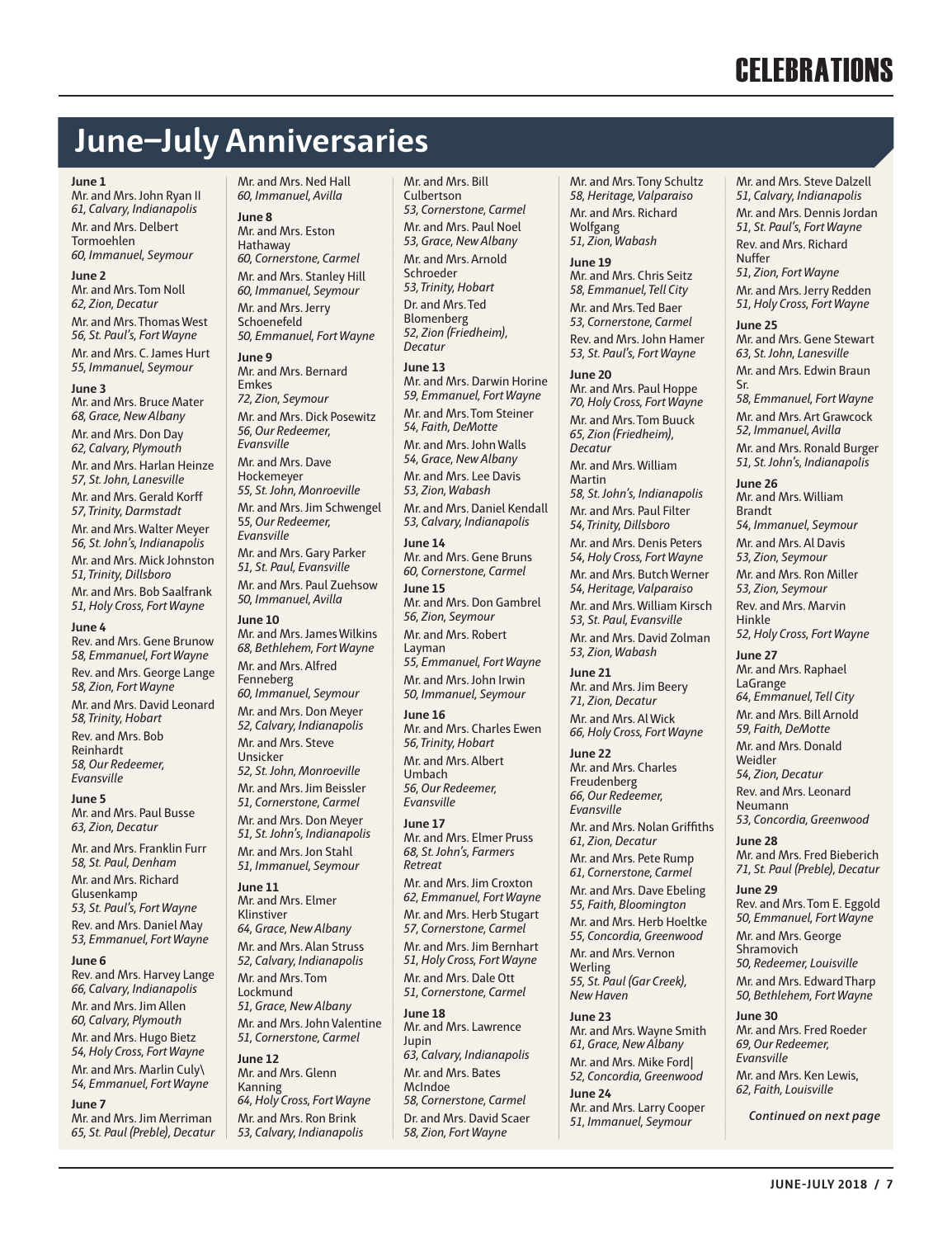# CELEBRATIONS

## June–July Anniversaries

**June 1**
Mr. and Mrs. John Ryan II
*61, Calvary, Indianapolis*

Mr. and Mrs. Delbert Tormoehlen
*60, Immanuel, Seymour*

**June 2**
Mr. and Mrs. Tom Noll
*62, Zion, Decatur*

Mr. and Mrs. Thomas West
*56, St. Paul's, Fort Wayne*

Mr. and Mrs. C. James Hurt
*55, Immanuel, Seymour*

**June 3**
Mr. and Mrs. Bruce Mater
*68, Grace, New Albany*

Mr. and Mrs. Don Day
*62, Calvary, Plymouth*

Mr. and Mrs. Harlan Heinze
*57, St. John, Lanesville*

Mr. and Mrs. Gerald Korff
*57, Trinity, Darmstadt*

Mr. and Mrs. Walter Meyer
*56, St. John's, Indianapolis*

Mr. and Mrs. Mick Johnston
*51, Trinity, Dillsboro*

Mr. and Mrs. Bob Saalfrank
*51, Holy Cross, Fort Wayne*

**June 4**
Rev. and Mrs. Gene Brunow
*58, Emmanuel, Fort Wayne*

Rev. and Mrs. George Lange
*58, Zion, Fort Wayne*

Mr. and Mrs. David Leonard
*58, Trinity, Hobart*

Rev. and Mrs. Bob Reinhardt
*58, Our Redeemer, Evansville*

**June 5**
Mr. and Mrs. Paul Busse
*63, Zion, Decatur*

Mr. and Mrs. Franklin Furr
*58, St. Paul, Denham*

Mr. and Mrs. Richard Glusenkamp
*53, St. Paul's, Fort Wayne*

Rev. and Mrs. Daniel May
*53, Emmanuel, Fort Wayne*

**June 6**
Rev. and Mrs. Harvey Lange
*66, Calvary, Indianapolis*

Mr. and Mrs. Jim Allen
*60, Calvary, Plymouth*

Mr. and Mrs. Hugo Bietz
*54, Holy Cross, Fort Wayne*

Mr. and Mrs. Marlin Culy\
*54, Emmanuel, Fort Wayne*

**June 7**
Mr. and Mrs. Jim Merriman
*65, St. Paul (Preble), Decatur*

Mr. and Mrs. Ned Hall
*60, Immanuel, Avilla*

**June 8**
Mr. and Mrs. Eston Hathaway
*60, Cornerstone, Carmel*

Mr. and Mrs. Stanley Hill
*60, Immanuel, Seymour*

Mr. and Mrs. Jerry Schoenefeld
*50, Emmanuel, Fort Wayne*

**June 9**
Mr. and Mrs. Bernard Emkes
*72, Zion, Seymour*

Mr. and Mrs. Dick Posewitz
*56, Our Redeemer, Evansville*

Mr. and Mrs. Dave Hockemeyer
*55, St. John, Monroeville*

Mr. and Mrs. Jim Schwengel
*55, Our Redeemer, Evansville*

Mr. and Mrs. Gary Parker
*51, St. Paul, Evansville*

Mr. and Mrs. Paul Zuehsow
*50, Immanuel, Avilla*

**June 10**
Mr. and Mrs. James Wilkins
*68, Bethlehem, Fort Wayne*

Mr. and Mrs. Alfred Fenneberg
*60, Immanuel, Seymour*

Mr. and Mrs. Don Meyer
*52, Calvary, Indianapolis*

Mr. and Mrs. Steve Unsicker
*52, St. John, Monroeville*

Mr. and Mrs. Jim Beissler
*51, Cornerstone, Carmel*

Mr. and Mrs. Don Meyer
*51, St. John's, Indianapolis*

Mr. and Mrs. Jon Stahl
*51, Immanuel, Seymour*

**June 11**
Mr. and Mrs. Elmer Klinstiver
*64, Grace, New Albany*

Mr. and Mrs. Alan Struss
*52, Calvary, Indianapolis*

Mr. and Mrs. Tom Lockmund
*51, Grace, New Albany*

Mr. and Mrs. John Valentine
*51, Cornerstone, Carmel*

**June 12**
Mr. and Mrs. Glenn Kanning
*64, Holy Cross, Fort Wayne*

Mr. and Mrs. Ron Brink
*53, Calvary, Indianapolis*

Mr. and Mrs. Bill Culbertson
*53, Cornerstone, Carmel*

Mr. and Mrs. Paul Noel
*53, Grace, New Albany*

Mr. and Mrs. Arnold Schroeder
*53, Trinity, Hobart*

Dr. and Mrs. Ted Blomenberg
*52, Zion (Friedheim), Decatur*

**June 13**
Mr. and Mrs. Darwin Horine
*59, Emmanuel, Fort Wayne*

Mr. and Mrs. Tom Steiner
*54, Faith, DeMotte*

Mr. and Mrs. John Walls
*54, Grace, New Albany*

Mr. and Mrs. Lee Davis
*53, Zion, Wabash*

Mr. and Mrs. Daniel Kendall
*53, Calvary, Indianapolis*

**June 14**
Mr. and Mrs. Gene Bruns
*60, Cornerstone, Carmel*

**June 15**
Mr. and Mrs. Don Gambrel
*56, Zion, Seymour*

Mr. and Mrs. Robert Layman
*55, Emmanuel, Fort Wayne*

Mr. and Mrs. John Irwin
*50, Immanuel, Seymour*

**June 16**
Mr. and Mrs. Charles Ewen
*56, Trinity, Hobart*

Mr. and Mrs. Albert Umbach
*56, Our Redeemer, Evansville*

**June 17**
Mr. and Mrs. Elmer Pruss
*68, St. John's, Farmers Retreat*

Mr. and Mrs. Jim Croxton
*62, Emmanuel, Fort Wayne*

Mr. and Mrs. Herb Stugart
*57, Cornerstone, Carmel*

Mr. and Mrs. Jim Bernhart
*51, Holy Cross, Fort Wayne*

Mr. and Mrs. Dale Ott
*51, Cornerstone, Carmel*

**June 18**
Mr. and Mrs. Lawrence Jupin
*63, Calvary, Indianapolis*

Mr. and Mrs. Bates McIndoe
*58, Cornerstone, Carmel*

Dr. and Mrs. David Scaer
*58, Zion, Fort Wayne*

Mr. and Mrs. Tony Schultz
*58, Heritage, Valparaiso*

Mr. and Mrs. Richard Wolfgang
*51, Zion, Wabash*

**June 19**
Mr. and Mrs. Chris Seitz
*58, Emmanuel, Tell City*

Mr. and Mrs. Ted Baer
*53, Cornerstone, Carmel*

Rev. and Mrs. John Hamer
*53, St. Paul's, Fort Wayne*

**June 20**
Mr. and Mrs. Paul Hoppe
*70, Holy Cross, Fort Wayne*

Mr. and Mrs. Tom Buuck
*65, Zion (Friedheim), Decatur*

Mr. and Mrs. William Martin
*58, St. John's, Indianapolis*

Mr. and Mrs. Paul Filter
*54, Trinity, Dillsboro*

Mr. and Mrs. Denis Peters
*54, Holy Cross, Fort Wayne*

Mr. and Mrs. Butch Werner
*54, Heritage, Valparaiso*

Mr. and Mrs. William Kirsch
*53, St. Paul, Evansville*

Mr. and Mrs. David Zolman
*53, Zion, Wabash*

**June 21**
Mr. and Mrs. Jim Beery
*71, Zion, Decatur*

Mr. and Mrs. Al Wick
*66, Holy Cross, Fort Wayne*

**June 22**
Mr. and Mrs. Charles Freudenberg
*66, Our Redeemer, Evansville*

Mr. and Mrs. Nolan Griffiths
*61, Zion, Decatur*

Mr. and Mrs. Pete Rump
*61, Cornerstone, Carmel*

Mr. and Mrs. Dave Ebeling
*55, Faith, Bloomington*

Mr. and Mrs. Herb Hoeltke
*55, Concordia, Greenwood*

Mr. and Mrs. Vernon Werling
*55, St. Paul (Gar Creek), New Haven*

**June 23**
Mr. and Mrs. Wayne Smith
*61, Grace, New Albany*

Mr. and Mrs. Mike Ford|
*52, Concordia, Greenwood*

**June 24**
Mr. and Mrs. Larry Cooper
*51, Immanuel, Seymour*

Mr. and Mrs. Steve Dalzell
*51, Calvary, Indianapolis*

Mr. and Mrs. Dennis Jordan
*51, St. Paul's, Fort Wayne*

Rev. and Mrs. Richard Nuffer
*51, Zion, Fort Wayne*

Mr. and Mrs. Jerry Redden
*51, Holy Cross, Fort Wayne*

**June 25**
Mr. and Mrs. Gene Stewart
*63, St. John, Lanesville*

Mr. and Mrs. Edwin Braun Sr.
*58, Emmanuel, Fort Wayne*

Mr. and Mrs. Art Grawcock
*52, Immanuel, Avilla*

Mr. and Mrs. Ronald Burger
*51, St. John's, Indianapolis*

**June 26**
Mr. and Mrs. William Brandt
*54, Immanuel, Seymour*

Mr. and Mrs. Al Davis
*53, Zion, Seymour*

Mr. and Mrs. Ron Miller
*53, Zion, Seymour*

Rev. and Mrs. Marvin Hinkle
*52, Holy Cross, Fort Wayne*

**June 27**
Mr. and Mrs. Raphael LaGrange
*64, Emmanuel, Tell City*

Mr. and Mrs. Bill Arnold
*59, Faith, DeMotte*

Mr. and Mrs. Donald Weidler
*54, Zion, Decatur*

Rev. and Mrs. Leonard Neumann
*53, Concordia, Greenwood*

**June 28**
Mr. and Mrs. Fred Bieberich
*71, St. Paul (Preble), Decatur*

**June 29**
Rev. and Mrs. Tom E. Eggold
*50, Emmanuel, Fort Wayne*

Mr. and Mrs. George Shramovich
*50, Redeemer, Louisville*

Mr. and Mrs. Edward Tharp
*50, Bethlehem, Fort Wayne*

**June 30**
Mr. and Mrs. Fred Roeder
*69, Our Redeemer, Evansville*

Mr. and Mrs. Ken Lewis,
*62, Faith, Louisville*

*Continued on next page*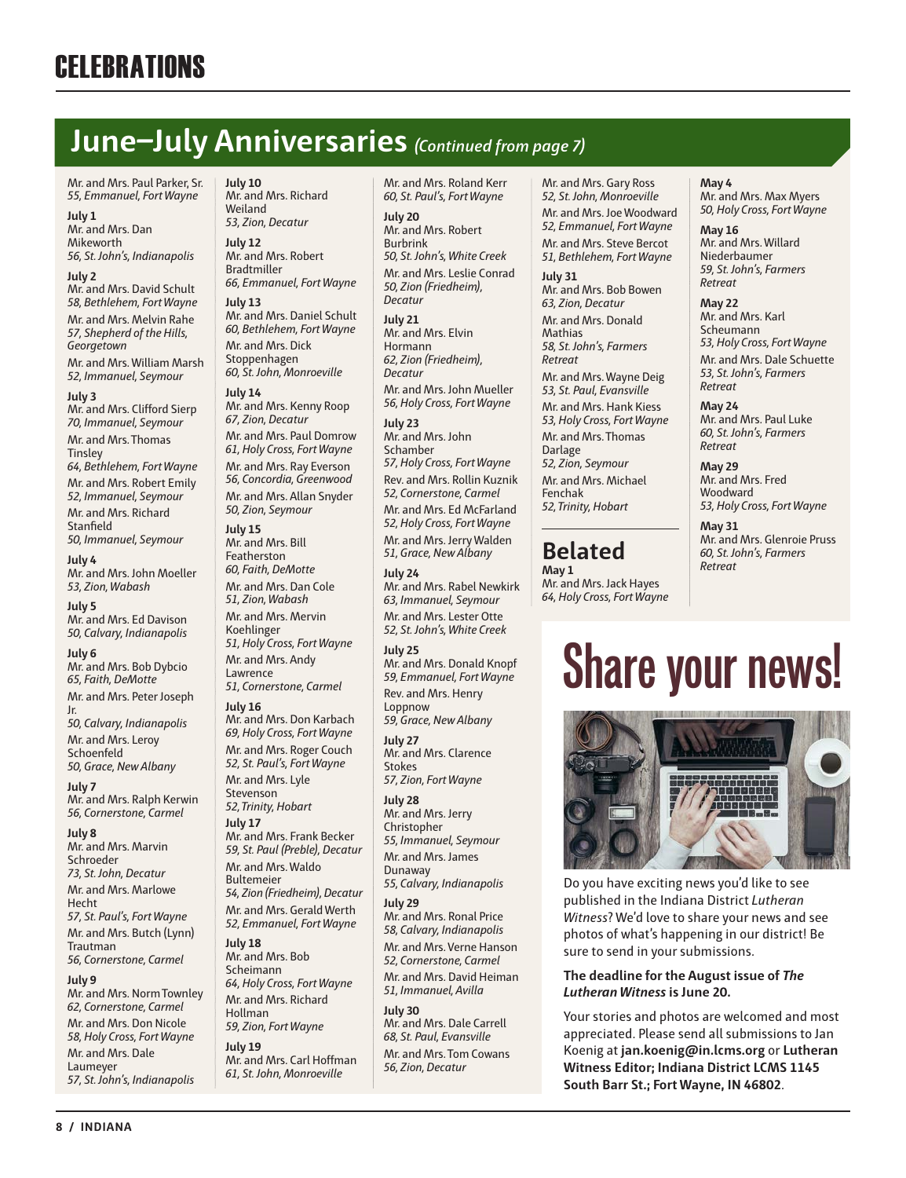# CELEBRATIONS

## June–July Anniversaries *(Continued from page 7)*

Mr. and Mrs. Paul Parker, Sr.
*55, Emmanuel, Fort Wayne*

**July 1**
Mr. and Mrs. Dan Mikeworth
*56, St. John's, Indianapolis*

**July 2**
Mr. and Mrs. David Schult
*58, Bethlehem, Fort Wayne*

Mr. and Mrs. Melvin Rahe
*57, Shepherd of the Hills, Georgetown*

Mr. and Mrs. William Marsh
*52, Immanuel, Seymour*

**July 3**
Mr. and Mrs. Clifford Sierp
*70, Immanuel, Seymour*

Mr. and Mrs. Thomas Tinsley
*64, Bethlehem, Fort Wayne*

Mr. and Mrs. Robert Emily
*52, Immanuel, Seymour*

Mr. and Mrs. Richard Stanfield
*50, Immanuel, Seymour*

**July 4**
Mr. and Mrs. John Moeller
*53, Zion, Wabash*

**July 5**
Mr. and Mrs. Ed Davison
*50, Calvary, Indianapolis*

**July 6**
Mr. and Mrs. Bob Dybcio
*65, Faith, DeMotte*

Mr. and Mrs. Peter Joseph Jr.
*50, Calvary, Indianapolis*

Mr. and Mrs. Leroy Schoenfeld
*50, Grace, New Albany*

**July 7**
Mr. and Mrs. Ralph Kerwin
*56, Cornerstone, Carmel*

**July 8**
Mr. and Mrs. Marvin Schroeder
*73, St. John, Decatur*

Mr. and Mrs. Marlowe Hecht
*57, St. Paul's, Fort Wayne*

Mr. and Mrs. Butch (Lynn) Trautman
*56, Cornerstone, Carmel*

**July 9**
Mr. and Mrs. Norm Townley
*62, Cornerstone, Carmel*

Mr. and Mrs. Don Nicole
*58, Holy Cross, Fort Wayne*

Mr. and Mrs. Dale Laumeyer
*57, St. John's, Indianapolis*

**July 10**
Mr. and Mrs. Richard Weiland
*53, Zion, Decatur*

**July 12**
Mr. and Mrs. Robert Bradtmiller
*66, Emmanuel, Fort Wayne*

**July 13**
Mr. and Mrs. Daniel Schult
*60, Bethlehem, Fort Wayne*

Mr. and Mrs. Dick Stoppenhagen
*60, St. John, Monroeville*

**July 14**
Mr. and Mrs. Kenny Roop
*67, Zion, Decatur*

Mr. and Mrs. Paul Domrow
*61, Holy Cross, Fort Wayne*

Mr. and Mrs. Ray Everson
*56, Concordia, Greenwood*

Mr. and Mrs. Allan Snyder
*50, Zion, Seymour*

**July 15**
Mr. and Mrs. Bill Featherston
*60, Faith, DeMotte*

Mr. and Mrs. Dan Cole
*51, Zion, Wabash*

Mr. and Mrs. Mervin Koehlinger
*51, Holy Cross, Fort Wayne*

Mr. and Mrs. Andy Lawrence
*51, Cornerstone, Carmel*

**July 16**
Mr. and Mrs. Don Karbach
*69, Holy Cross, Fort Wayne*

Mr. and Mrs. Roger Couch
*52, St. Paul's, Fort Wayne*

Mr. and Mrs. Lyle Stevenson
*52, Trinity, Hobart*

**July 17**
Mr. and Mrs. Frank Becker
*59, St. Paul (Preble), Decatur*

Mr. and Mrs. Waldo Bultemeier
*54, Zion (Friedheim), Decatur*

Mr. and Mrs. Gerald Werth
*52, Emmanuel, Fort Wayne*

**July 18**
Mr. and Mrs. Bob Scheimann
*64, Holy Cross, Fort Wayne*

Mr. and Mrs. Richard Hollman
*59, Zion, Fort Wayne*

**July 19**
Mr. and Mrs. Carl Hoffman
*61, St. John, Monroeville*

Mr. and Mrs. Roland Kerr
*60, St. Paul's, Fort Wayne*

**July 20**
Mr. and Mrs. Robert Burbrink
*50, St. John's, White Creek*

Mr. and Mrs. Leslie Conrad
*50, Zion (Friedheim), Decatur*

**July 21**
Mr. and Mrs. Elvin Hormann
*62, Zion (Friedheim), Decatur*

Mr. and Mrs. John Mueller
*56, Holy Cross, Fort Wayne*

**July 23**
Mr. and Mrs. John Schamber
*57, Holy Cross, Fort Wayne*

Rev. and Mrs. Rollin Kuznik
*52, Cornerstone, Carmel*

Mr. and Mrs. Ed McFarland
*52, Holy Cross, Fort Wayne*

Mr. and Mrs. Jerry Walden
*51, Grace, New Albany*

**July 24**
Mr. and Mrs. Rabel Newkirk
*63, Immanuel, Seymour*

Mr. and Mrs. Lester Otte
*52, St. John's, White Creek*

**July 25**
Mr. and Mrs. Donald Knopf
*59, Emmanuel, Fort Wayne*

Rev. and Mrs. Henry Loppnow
*59, Grace, New Albany*

**July 27**
Mr. and Mrs. Clarence Stokes
*57, Zion, Fort Wayne*

**July 28**
Mr. and Mrs. Jerry Christopher
*55, Immanuel, Seymour*

Mr. and Mrs. James Dunaway
*55, Calvary, Indianapolis*

**July 29**
Mr. and Mrs. Ronal Price
*58, Calvary, Indianapolis*

Mr. and Mrs. Verne Hanson
*52, Cornerstone, Carmel*

Mr. and Mrs. David Heiman
*51, Immanuel, Avilla*

**July 30**
Mr. and Mrs. Dale Carrell
*68, St. Paul, Evansville*

Mr. and Mrs. Tom Cowans
*56, Zion, Decatur*

Mr. and Mrs. Gary Ross
*52, St. John, Monroeville*

Mr. and Mrs. Joe Woodward
*52, Emmanuel, Fort Wayne*

Mr. and Mrs. Steve Bercot
*51, Bethlehem, Fort Wayne*

**July 31**
Mr. and Mrs. Bob Bowen
*63, Zion, Decatur*

Mr. and Mrs. Donald Mathias
*58, St. John's, Farmers Retreat*

Mr. and Mrs. Wayne Deig
*53, St. Paul, Evansville*

Mr. and Mrs. Hank Kiess
*53, Holy Cross, Fort Wayne*

Mr. and Mrs. Thomas Darlage
*52, Zion, Seymour*

Mr. and Mrs. Michael Fenchak
*52, Trinity, Hobart*

## Belated

**May 1**
Mr. and Mrs. Jack Hayes
*64, Holy Cross, Fort Wayne*

**May 4**
Mr. and Mrs. Max Myers
*50, Holy Cross, Fort Wayne*

**May 16**
Mr. and Mrs. Willard Niederbaumer
*59, St. John's, Farmers Retreat*

**May 22**
Mr. and Mrs. Karl Scheumann
*53, Holy Cross, Fort Wayne*

Mr. and Mrs. Dale Schuette
*53, St. John's, Farmers Retreat*

**May 24**
Mr. and Mrs. Paul Luke
*60, St. John's, Farmers Retreat*

**May 29**
Mr. and Mrs. Fred Woodward
*53, Holy Cross, Fort Wayne*

**May 31**
Mr. and Mrs. Glenroie Pruss
*60, St. John's, Farmers Retreat*

# Share your news!

Do you have exciting news you'd like to see published in the Indiana District *Lutheran Witness*? We'd love to share your news and see photos of what's happening in our district! Be sure to send in your submissions.

**The deadline for the August issue of *The Lutheran Witness* is June 20.**

Your stories and photos are welcomed and most appreciated. Please send all submissions to Jan Koenig at **jan.koenig@in.lcms.org** or **Lutheran Witness Editor; Indiana District LCMS 1145 South Barr St.; Fort Wayne, IN 46802**.